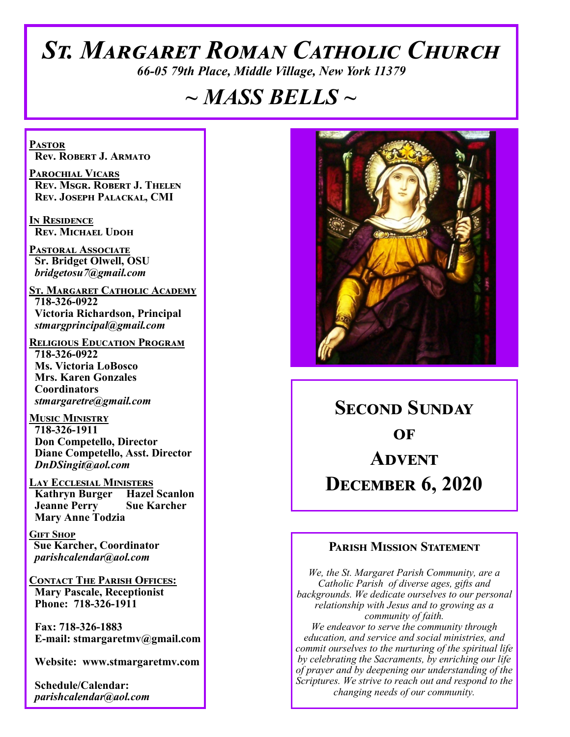# St. Margaret Roman Catholic Church

*66-05 79th Place, Middle Village, New York 11379*

# ~ MASS BELLS ~

**Pastor**
Rev. Robert J. Armato

**Parochial Vicars**
Rev. Msgr. Robert J. Thelen
Rev. Joseph Palackal, CMI

**In Residence**
Rev. Michael Udoh

**Pastoral Associate**
Sr. Bridget Olwell, OSU
*bridgetosu7@gmail.com*

**St. Margaret Catholic Academy**
718-326-0922
Victoria Richardson, Principal
*stmargprincipal@gmail.com*

**Religious Education Program**
718-326-0922
Ms. Victoria LoBosco
Mrs. Karen Gonzales
Coordinators
*stmargaretre@gmail.com*

**Music Ministry**
718-326-1911
Don Competello, Director
Diane Competello, Asst. Director
*DnDSingit@aol.com*

**Lay Ecclesial Ministers**
Kathryn Burger
Hazel Scanlon
Jeanne Perry
Sue Karcher
Mary Anne Todzia

**Gift Shop**
Sue Karcher, Coordinator
*parishcalendar@aol.com*

**Contact The Parish Offices:**
Mary Pascale, Receptionist
Phone: 718-326-1911

Fax: 718-326-1883
E-mail: stmargaretmv@gmail.com

Website: www.stmargaretmv.com

Schedule/Calendar:
*parishcalendar@aol.com*

## Second Sunday of Advent
## December 6, 2020

### Parish Mission Statement

*We, the St. Margaret Parish Community, are a Catholic Parish of diverse ages, gifts and backgrounds. We dedicate ourselves to our personal relationship with Jesus and to growing as a community of faith.*
*We endeavor to serve the community through education, and service and social ministries, and commit ourselves to the nurturing of the spiritual life by celebrating the Sacraments, by enriching our life of prayer and by deepening our understanding of the Scriptures. We strive to reach out and respond to the changing needs of our community.*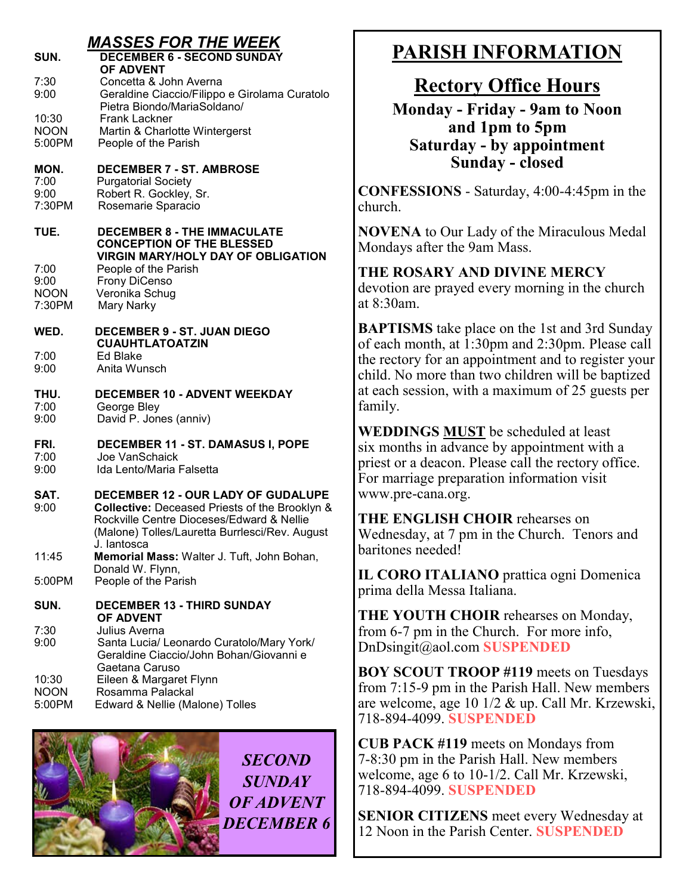## *MASSES FOR THE WEEK*

**SUN. DECEMBER 6 - SECOND SUNDAY OF ADVENT**

| | |
|---|---|
| 7:30 | Concetta & John Averna |
| 9:00 | Geraldine Ciaccio/Filippo e Girolama Curatolo Pietra Biondo/MariaSoldano/ |
| 10:30 | Frank Lackner |
| NOON | Martin & Charlotte Wintergerst |
| 5:00PM | People of the Parish |

**MON. DECEMBER 7 - ST. AMBROSE**

| | |
|---|---|
| 7:00 | Purgatorial Society |
| 9:00 | Robert R. Gockley, Sr. |
| 7:30PM | Rosemarie Sparacio |

**TUE. DECEMBER 8 - THE IMMACULATE CONCEPTION OF THE BLESSED VIRGIN MARY/HOLY DAY OF OBLIGATION**

| | |
|---|---|
| 7:00 | People of the Parish |
| 9:00 | Frony DiCenso |
| NOON | Veronika Schug |
| 7:30PM | Mary Narky |

**WED. DECEMBER 9 - ST. JUAN DIEGO CUAUHTLATOATZIN**

| | |
|---|---|
| 7:00 | Ed Blake |
| 9:00 | Anita Wunsch |

**THU. DECEMBER 10 - ADVENT WEEKDAY**

| | |
|---|---|
| 7:00 | George Bley |
| 9:00 | David P. Jones (anniv) |

**FRI. DECEMBER 11 - ST. DAMASUS I, POPE**

| | |
|---|---|
| 7:00 | Joe VanSchaick |
| 9:00 | Ida Lento/Maria Falsetta |

**SAT. DECEMBER 12 - OUR LADY OF GUDALUPE**

| | |
|---|---|
| 9:00 | **Collective:** Deceased Priests of the Brooklyn & Rockville Centre Dioceses/Edward & Nellie (Malone) Tolles/Lauretta Burrlesci/Rev. August J. Iantosca |
| 11:45 | **Memorial Mass:** Walter J. Tuft, John Bohan, Donald W. Flynn, |
| 5:00PM | People of the Parish |

**SUN. DECEMBER 13 - THIRD SUNDAY OF ADVENT**

| | |
|---|---|
| 7:30 | Julius Averna |
| 9:00 | Santa Lucia/ Leonardo Curatolo/Mary York/ Geraldine Ciaccio/John Bohan/Giovanni e Gaetana Caruso |
| 10:30 | Eileen & Margaret Flynn |
| NOON | Rosamma Palackal |
| 5:00PM | Edward & Nellie (Malone) Tolles |

***SECOND SUNDAY OF ADVENT DECEMBER 6***

# PARISH INFORMATION

## Rectory Office Hours

**Monday - Friday - 9am to Noon and 1pm to 5pm**
**Saturday - by appointment**
**Sunday - closed**

**CONFESSIONS** - Saturday, 4:00-4:45pm in the church.

**NOVENA** to Our Lady of the Miraculous Medal Mondays after the 9am Mass.

**THE ROSARY AND DIVINE MERCY** devotion are prayed every morning in the church at 8:30am.

**BAPTISMS** take place on the 1st and 3rd Sunday of each month, at 1:30pm and 2:30pm. Please call the rectory for an appointment and to register your child. No more than two children will be baptized at each session, with a maximum of 25 guests per family.

**WEDDINGS MUST** be scheduled at least six months in advance by appointment with a priest or a deacon. Please call the rectory office. For marriage preparation information visit www.pre-cana.org.

**THE ENGLISH CHOIR** rehearses on Wednesday, at 7 pm in the Church. Tenors and baritones needed!

**IL CORO ITALIANO** prattica ogni Domenica prima della Messa Italiana.

**THE YOUTH CHOIR** rehearses on Monday, from 6-7 pm in the Church. For more info, DnDsingit@aol.com **SUSPENDED**

**BOY SCOUT TROOP #119** meets on Tuesdays from 7:15-9 pm in the Parish Hall. New members are welcome, age 10 1/2 & up. Call Mr. Krzewski, 718-894-4099. **SUSPENDED**

**CUB PACK #119** meets on Mondays from 7-8:30 pm in the Parish Hall. New members welcome, age 6 to 10-1/2. Call Mr. Krzewski, 718-894-4099. **SUSPENDED**

**SENIOR CITIZENS** meet every Wednesday at 12 Noon in the Parish Center. **SUSPENDED**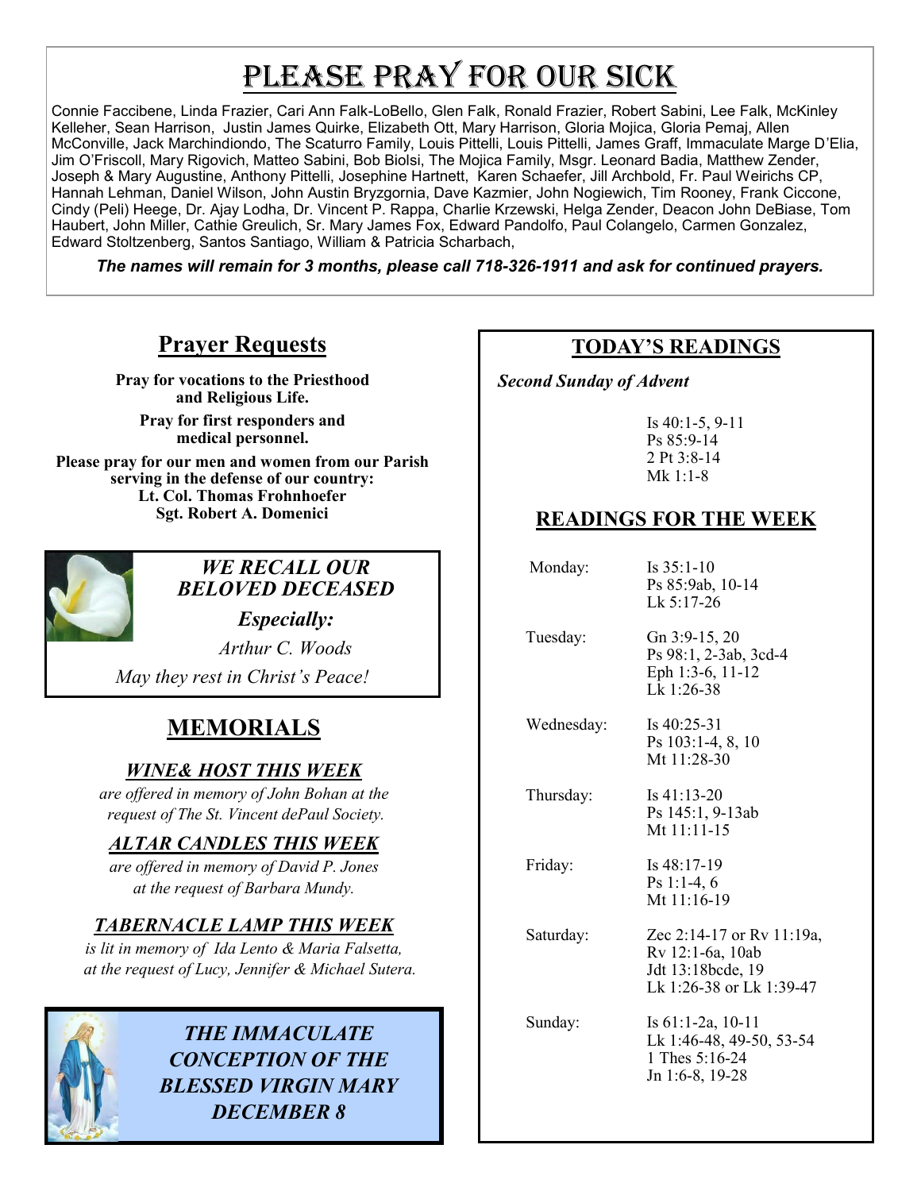# Please Pray for Our Sick

Connie Faccibene, Linda Frazier, Cari Ann Falk-LoBello, Glen Falk, Ronald Frazier, Robert Sabini, Lee Falk, McKinley Kelleher, Sean Harrison, Justin James Quirke, Elizabeth Ott, Mary Harrison, Gloria Mojica, Gloria Pemaj, Allen McConville, Jack Marchindiondo, The Scaturro Family, Louis Pittelli, Louis Pittelli, James Graff, Immaculate Marge D'Elia, Jim O'Friscoll, Mary Rigovich, Matteo Sabini, Bob Biolsi, The Mojica Family, Msgr. Leonard Badia, Matthew Zender, Joseph & Mary Augustine, Anthony Pittelli, Josephine Hartnett, Karen Schaefer, Jill Archbold, Fr. Paul Weirichs CP, Hannah Lehman, Daniel Wilson, John Austin Bryzgornia, Dave Kazmier, John Nogiewich, Tim Rooney, Frank Ciccone, Cindy (Peli) Heege, Dr. Ajay Lodha, Dr. Vincent P. Rappa, Charlie Krzewski, Helga Zender, Deacon John DeBiase, Tom Haubert, John Miller, Cathie Greulich, Sr. Mary James Fox, Edward Pandolfo, Paul Colangelo, Carmen Gonzalez, Edward Stoltzenberg, Santos Santiago, William & Patricia Scharbach,

***The names will remain for 3 months, please call 718-326-1911 and ask for continued prayers.***

## Prayer Requests

**Pray for vocations to the Priesthood and Religious Life.**

**Pray for first responders and medical personnel.**

**Please pray for our men and women from our Parish serving in the defense of our country:**
**Lt. Col. Thomas Frohnhoefer**
**Sgt. Robert A. Domenici**

***WE RECALL OUR BELOVED DECEASED***

***Especially:***

*Arthur C. Woods*

*May they rest in Christ's Peace!*

## MEMORIALS

### *WINE& HOST THIS WEEK*

*are offered in memory of John Bohan at the request of The St. Vincent dePaul Society.*

### *ALTAR CANDLES THIS WEEK*

*are offered in memory of David P. Jones at the request of Barbara Mundy.*

### *TABERNACLE LAMP THIS WEEK*

*is lit in memory of Ida Lento & Maria Falsetta, at the request of Lucy, Jennifer & Michael Sutera.*

***THE IMMACULATE CONCEPTION OF THE BLESSED VIRGIN MARY DECEMBER 8***

## TODAY'S READINGS

***Second Sunday of Advent***

Is 40:1-5, 9-11
Ps 85:9-14
2 Pt 3:8-14
Mk 1:1-8

## READINGS FOR THE WEEK

| Day | Readings |
|---|---|
| Monday: | Is 35:1-10<br>Ps 85:9ab, 10-14<br>Lk 5:17-26 |
| Tuesday: | Gn 3:9-15, 20<br>Ps 98:1, 2-3ab, 3cd-4<br>Eph 1:3-6, 11-12<br>Lk 1:26-38 |
| Wednesday: | Is 40:25-31<br>Ps 103:1-4, 8, 10<br>Mt 11:28-30 |
| Thursday: | Is 41:13-20<br>Ps 145:1, 9-13ab<br>Mt 11:11-15 |
| Friday: | Is 48:17-19<br>Ps 1:1-4, 6<br>Mt 11:16-19 |
| Saturday: | Zec 2:14-17 or Rv 11:19a, Rv 12:1-6a, 10ab<br>Jdt 13:18bcde, 19<br>Lk 1:26-38 or Lk 1:39-47 |
| Sunday: | Is 61:1-2a, 10-11<br>Lk 1:46-48, 49-50, 53-54<br>1 Thes 5:16-24<br>Jn 1:6-8, 19-28 |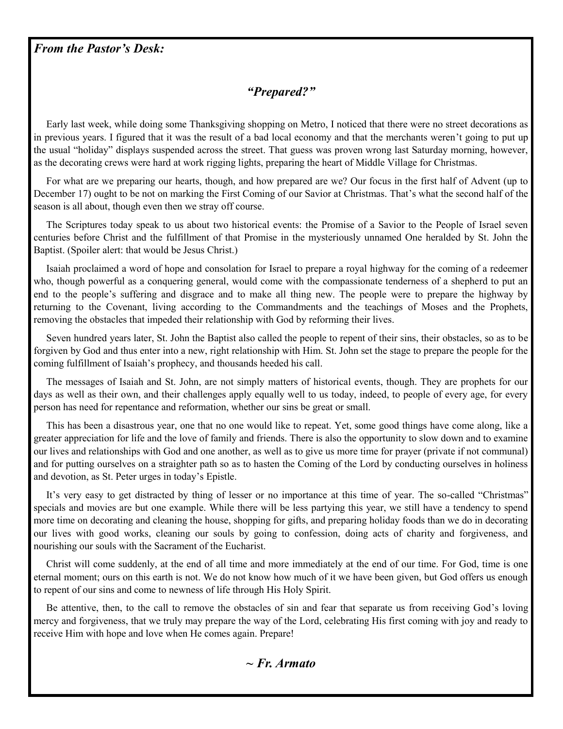*From the Pastor's Desk:*

## *"Prepared?"*

Early last week, while doing some Thanksgiving shopping on Metro, I noticed that there were no street decorations as in previous years. I figured that it was the result of a bad local economy and that the merchants weren't going to put up the usual "holiday" displays suspended across the street. That guess was proven wrong last Saturday morning, however, as the decorating crews were hard at work rigging lights, preparing the heart of Middle Village for Christmas.

For what are we preparing our hearts, though, and how prepared are we? Our focus in the first half of Advent (up to December 17) ought to be not on marking the First Coming of our Savior at Christmas. That's what the second half of the season is all about, though even then we stray off course.

The Scriptures today speak to us about two historical events: the Promise of a Savior to the People of Israel seven centuries before Christ and the fulfillment of that Promise in the mysteriously unnamed One heralded by St. John the Baptist. (Spoiler alert: that would be Jesus Christ.)

Isaiah proclaimed a word of hope and consolation for Israel to prepare a royal highway for the coming of a redeemer who, though powerful as a conquering general, would come with the compassionate tenderness of a shepherd to put an end to the people's suffering and disgrace and to make all thing new. The people were to prepare the highway by returning to the Covenant, living according to the Commandments and the teachings of Moses and the Prophets, removing the obstacles that impeded their relationship with God by reforming their lives.

Seven hundred years later, St. John the Baptist also called the people to repent of their sins, their obstacles, so as to be forgiven by God and thus enter into a new, right relationship with Him. St. John set the stage to prepare the people for the coming fulfillment of Isaiah's prophecy, and thousands heeded his call.

The messages of Isaiah and St. John, are not simply matters of historical events, though. They are prophets for our days as well as their own, and their challenges apply equally well to us today, indeed, to people of every age, for every person has need for repentance and reformation, whether our sins be great or small.

This has been a disastrous year, one that no one would like to repeat. Yet, some good things have come along, like a greater appreciation for life and the love of family and friends. There is also the opportunity to slow down and to examine our lives and relationships with God and one another, as well as to give us more time for prayer (private if not communal) and for putting ourselves on a straighter path so as to hasten the Coming of the Lord by conducting ourselves in holiness and devotion, as St. Peter urges in today's Epistle.

It's very easy to get distracted by thing of lesser or no importance at this time of year. The so-called "Christmas" specials and movies are but one example. While there will be less partying this year, we still have a tendency to spend more time on decorating and cleaning the house, shopping for gifts, and preparing holiday foods than we do in decorating our lives with good works, cleaning our souls by going to confession, doing acts of charity and forgiveness, and nourishing our souls with the Sacrament of the Eucharist.

Christ will come suddenly, at the end of all time and more immediately at the end of our time. For God, time is one eternal moment; ours on this earth is not. We do not know how much of it we have been given, but God offers us enough to repent of our sins and come to newness of life through His Holy Spirit.

Be attentive, then, to the call to remove the obstacles of sin and fear that separate us from receiving God's loving mercy and forgiveness, that we truly may prepare the way of the Lord, celebrating His first coming with joy and ready to receive Him with hope and love when He comes again. Prepare!

***~ Fr. Armato***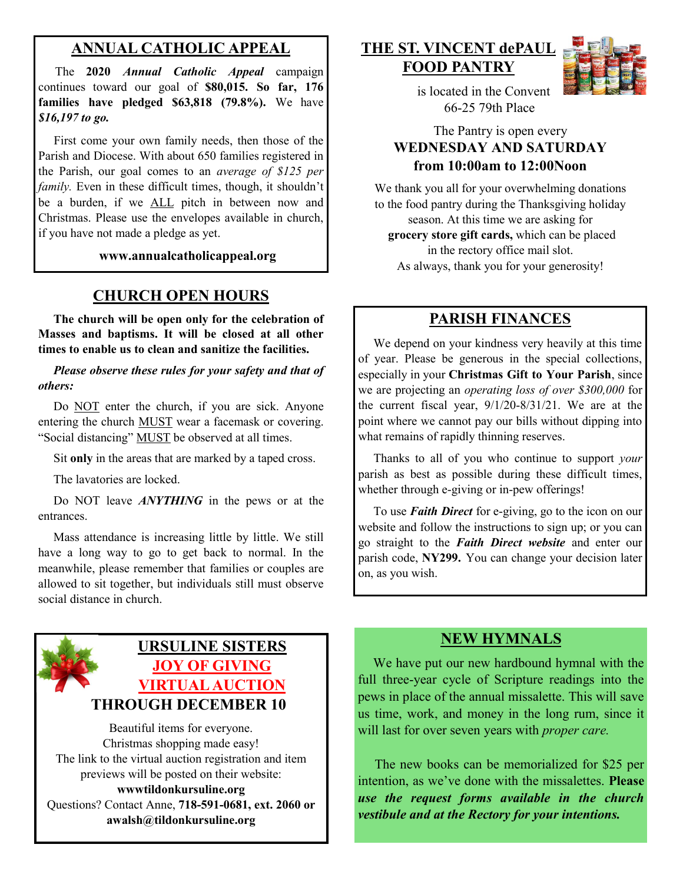## ANNUAL CATHOLIC APPEAL

The **2020** ***Annual Catholic Appeal*** campaign continues toward our goal of **$80,015. So far, 176 families have pledged $63,818 (79.8%).** We have ***$16,197 to go.***

First come your own family needs, then those of the Parish and Diocese. With about 650 families registered in the Parish, our goal comes to an *average of $125 per family.* Even in these difficult times, though, it shouldn't be a burden, if we ALL pitch in between now and Christmas. Please use the envelopes available in church, if you have not made a pledge as yet.

**www.annualcatholicappeal.org**

## CHURCH OPEN HOURS

**The church will be open only for the celebration of Masses and baptisms. It will be closed at all other times to enable us to clean and sanitize the facilities.**

***Please observe these rules for your safety and that of others:***

Do NOT enter the church, if you are sick. Anyone entering the church MUST wear a facemask or covering. "Social distancing" MUST be observed at all times.

Sit **only** in the areas that are marked by a taped cross.

The lavatories are locked.

Do NOT leave ***ANYTHING*** in the pews or at the entrances.

Mass attendance is increasing little by little. We still have a long way to go to get back to normal. In the meanwhile, please remember that families or couples are allowed to sit together, but individuals still must observe social distance in church.

## URSULINE SISTERS JOY OF GIVING VIRTUAL AUCTION THROUGH DECEMBER 10

Beautiful items for everyone.
Christmas shopping made easy!
The link to the virtual auction registration and item previews will be posted on their website:
**wwwtildonkursuline.org**
Questions? Contact Anne, **718-591-0681, ext. 2060 or awalsh@tildonkursuline.org**

## THE ST. VINCENT dePAUL FOOD PANTRY

is located in the Convent
66-25 79th Place

The Pantry is open every
**WEDNESDAY AND SATURDAY**
**from 10:00am to 12:00Noon**

We thank you all for your overwhelming donations to the food pantry during the Thanksgiving holiday season. At this time we are asking for **grocery store gift cards,** which can be placed in the rectory office mail slot.
As always, thank you for your generosity!

## PARISH FINANCES

We depend on your kindness very heavily at this time of year. Please be generous in the special collections, especially in your **Christmas Gift to Your Parish**, since we are projecting an *operating loss of over $300,000* for the current fiscal year, 9/1/20-8/31/21. We are at the point where we cannot pay our bills without dipping into what remains of rapidly thinning reserves.

Thanks to all of you who continue to support *your* parish as best as possible during these difficult times, whether through e-giving or in-pew offerings!

To use ***Faith Direct*** for e-giving, go to the icon on our website and follow the instructions to sign up; or you can go straight to the ***Faith Direct website*** and enter our parish code, **NY299.** You can change your decision later on, as you wish.

## NEW HYMNALS

We have put our new hardbound hymnal with the full three-year cycle of Scripture readings into the pews in place of the annual missalette. This will save us time, work, and money in the long rum, since it will last for over seven years with *proper care.*

The new books can be memorialized for $25 per intention, as we've done with the missalettes. **Please *use the request forms available in the church vestibule and at the Rectory for your intentions.***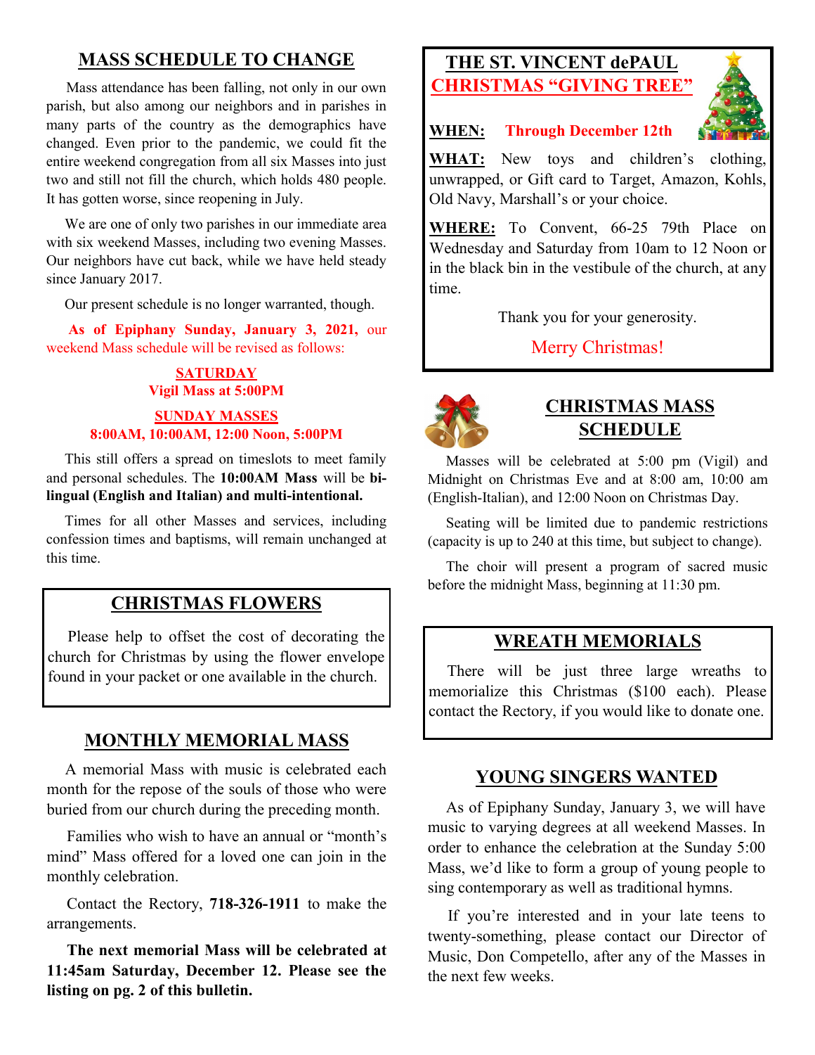## MASS SCHEDULE TO CHANGE

Mass attendance has been falling, not only in our own parish, but also among our neighbors and in parishes in many parts of the country as the demographics have changed. Even prior to the pandemic, we could fit the entire weekend congregation from all six Masses into just two and still not fill the church, which holds 480 people. It has gotten worse, since reopening in July.

We are one of only two parishes in our immediate area with six weekend Masses, including two evening Masses. Our neighbors have cut back, while we have held steady since January 2017.

Our present schedule is no longer warranted, though.

**As of Epiphany Sunday, January 3, 2021,** our weekend Mass schedule will be revised as follows:

**SATURDAY**
**Vigil Mass at 5:00PM**

**SUNDAY MASSES**
**8:00AM, 10:00AM, 12:00 Noon, 5:00PM**

This still offers a spread on timeslots to meet family and personal schedules. The **10:00AM Mass** will be **bi-lingual (English and Italian) and multi-intentional.**

Times for all other Masses and services, including confession times and baptisms, will remain unchanged at this time.

## CHRISTMAS FLOWERS

Please help to offset the cost of decorating the church for Christmas by using the flower envelope found in your packet or one available in the church.

## MONTHLY MEMORIAL MASS

A memorial Mass with music is celebrated each month for the repose of the souls of those who were buried from our church during the preceding month.

Families who wish to have an annual or "month's mind" Mass offered for a loved one can join in the monthly celebration.

Contact the Rectory, **718-326-1911** to make the arrangements.

**The next memorial Mass will be celebrated at 11:45am Saturday, December 12. Please see the listing on pg. 2 of this bulletin.**

## THE ST. VINCENT dePAUL CHRISTMAS "GIVING TREE"

**WHEN:** **Through December 12th**

**WHAT:** New toys and children's clothing, unwrapped, or Gift card to Target, Amazon, Kohls, Old Navy, Marshall's or your choice.

**WHERE:** To Convent, 66-25 79th Place on Wednesday and Saturday from 10am to 12 Noon or in the black bin in the vestibule of the church, at any time.

Thank you for your generosity.

Merry Christmas!

## CHRISTMAS MASS SCHEDULE

Masses will be celebrated at 5:00 pm (Vigil) and Midnight on Christmas Eve and at 8:00 am, 10:00 am (English-Italian), and 12:00 Noon on Christmas Day.

Seating will be limited due to pandemic restrictions (capacity is up to 240 at this time, but subject to change).

The choir will present a program of sacred music before the midnight Mass, beginning at 11:30 pm.

## WREATH MEMORIALS

There will be just three large wreaths to memorialize this Christmas ($100 each). Please contact the Rectory, if you would like to donate one.

## YOUNG SINGERS WANTED

As of Epiphany Sunday, January 3, we will have music to varying degrees at all weekend Masses. In order to enhance the celebration at the Sunday 5:00 Mass, we'd like to form a group of young people to sing contemporary as well as traditional hymns.

If you're interested and in your late teens to twenty-something, please contact our Director of Music, Don Competello, after any of the Masses in the next few weeks.